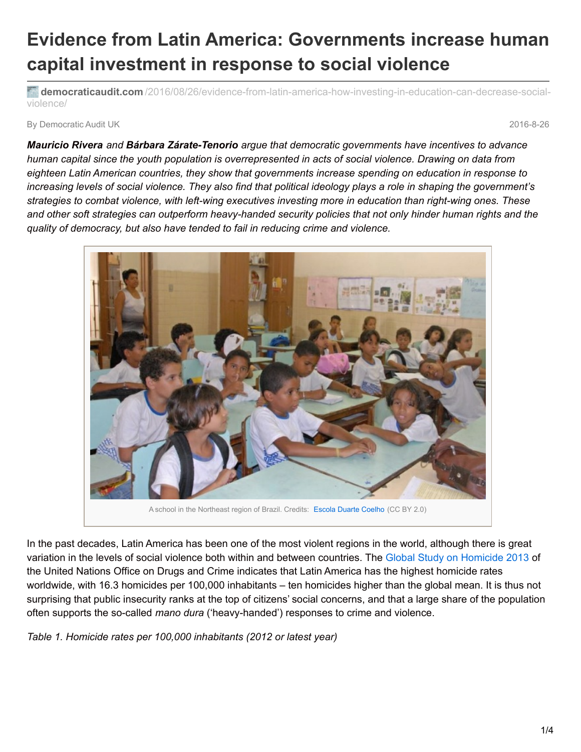# Evidence from Latin America: Governments increase human capital investment in response to social violence

**democraticaudit.com** /2016/08/26/evidence-from-latin-america-how-investing-in-education-can-decrease-social-violence/

By Democratic Audit UK

2016-8-26

***Mauricio Rivera*** *and* ***Bárbara Zárate-Tenorio*** *argue that democratic governments have incentives to advance human capital since the youth population is overrepresented in acts of social violence. Drawing on data from eighteen Latin American countries, they show that governments increase spending on education in response to increasing levels of social violence. They also find that political ideology plays a role in shaping the government's strategies to combat violence, with left-wing executives investing more in education than right-wing ones. These and other soft strategies can outperform heavy-handed security policies that not only hinder human rights and the quality of democracy, but also have tended to fail in reducing crime and violence.*

A school in the Northeast region of Brazil. Credits: Escola Duarte Coelho (CC BY 2.0)

In the past decades, Latin America has been one of the most violent regions in the world, although there is great variation in the levels of social violence both within and between countries. The Global Study on Homicide 2013 of the United Nations Office on Drugs and Crime indicates that Latin America has the highest homicide rates worldwide, with 16.3 homicides per 100,000 inhabitants – ten homicides higher than the global mean. It is thus not surprising that public insecurity ranks at the top of citizens' social concerns, and that a large share of the population often supports the so-called *mano dura* ('heavy-handed') responses to crime and violence.

*Table 1. Homicide rates per 100,000 inhabitants (2012 or latest year)*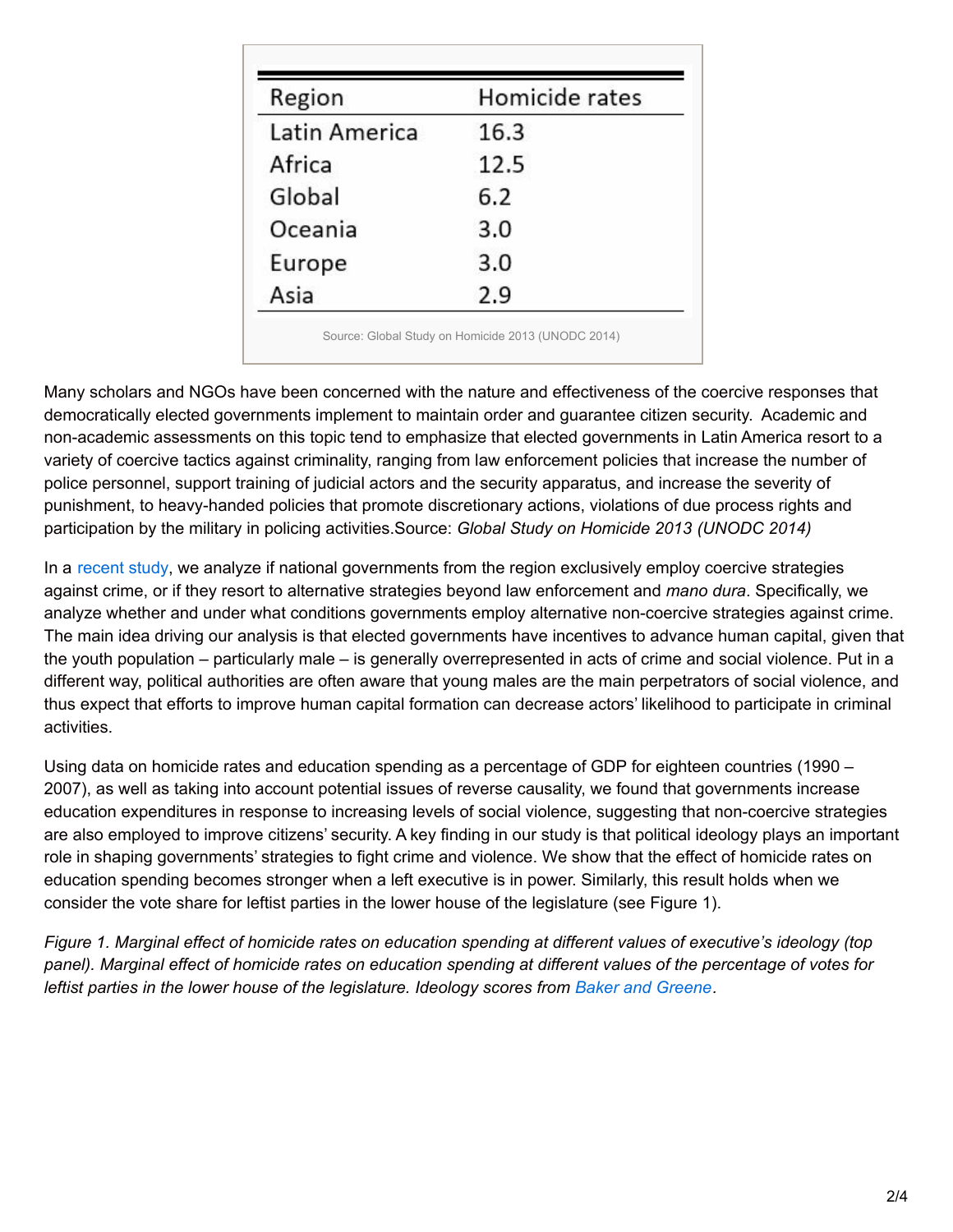| Region | Homicide rates |
|---|---|
| Latin America | 16.3 |
| Africa | 12.5 |
| Global | 6.2 |
| Oceania | 3.0 |
| Europe | 3.0 |
| Asia | 2.9 |

Source: Global Study on Homicide 2013 (UNODC 2014)

Many scholars and NGOs have been concerned with the nature and effectiveness of the coercive responses that democratically elected governments implement to maintain order and guarantee citizen security. Academic and non-academic assessments on this topic tend to emphasize that elected governments in Latin America resort to a variety of coercive tactics against criminality, ranging from law enforcement policies that increase the number of police personnel, support training of judicial actors and the security apparatus, and increase the severity of punishment, to heavy-handed policies that promote discretionary actions, violations of due process rights and participation by the military in policing activities.Source: *Global Study on Homicide 2013 (UNODC 2014)*

In a recent study, we analyze if national governments from the region exclusively employ coercive strategies against crime, or if they resort to alternative strategies beyond law enforcement and *mano dura*. Specifically, we analyze whether and under what conditions governments employ alternative non-coercive strategies against crime. The main idea driving our analysis is that elected governments have incentives to advance human capital, given that the youth population – particularly male – is generally overrepresented in acts of crime and social violence. Put in a different way, political authorities are often aware that young males are the main perpetrators of social violence, and thus expect that efforts to improve human capital formation can decrease actors' likelihood to participate in criminal activities.

Using data on homicide rates and education spending as a percentage of GDP for eighteen countries (1990 – 2007), as well as taking into account potential issues of reverse causality, we found that governments increase education expenditures in response to increasing levels of social violence, suggesting that non-coercive strategies are also employed to improve citizens' security. A key finding in our study is that political ideology plays an important role in shaping governments' strategies to fight crime and violence. We show that the effect of homicide rates on education spending becomes stronger when a left executive is in power. Similarly, this result holds when we consider the vote share for leftist parties in the lower house of the legislature (see Figure 1).

*Figure 1. Marginal effect of homicide rates on education spending at different values of executive's ideology (top panel). Marginal effect of homicide rates on education spending at different values of the percentage of votes for leftist parties in the lower house of the legislature. Ideology scores from Baker and Greene.*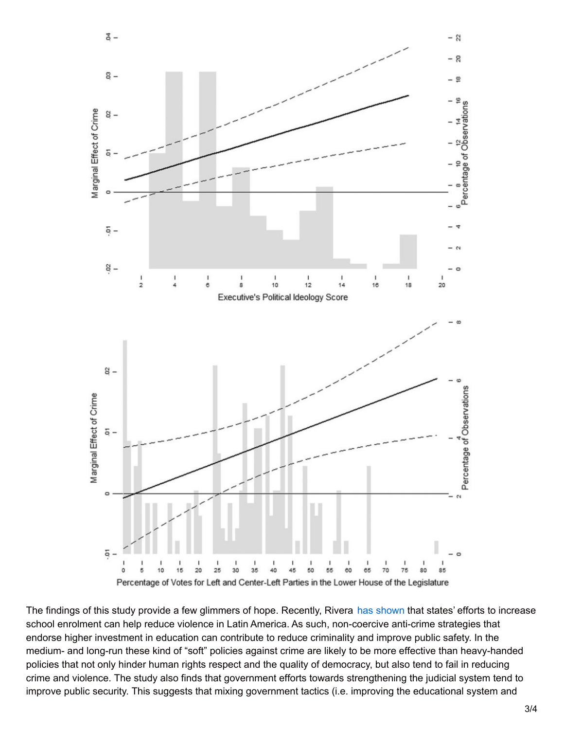The findings of this study provide a few glimmers of hope. Recently, Rivera has shown that states' efforts to increase school enrolment can help reduce violence in Latin America. As such, non-coercive anti-crime strategies that endorse higher investment in education can contribute to reduce criminality and improve public safety. In the medium- and long-run these kind of "soft" policies against crime are likely to be more effective than heavy-handed policies that not only hinder human rights respect and the quality of democracy, but also tend to fail in reducing crime and violence. The study also finds that government efforts towards strengthening the judicial system tend to improve public security. This suggests that mixing government tactics (i.e. improving the educational system and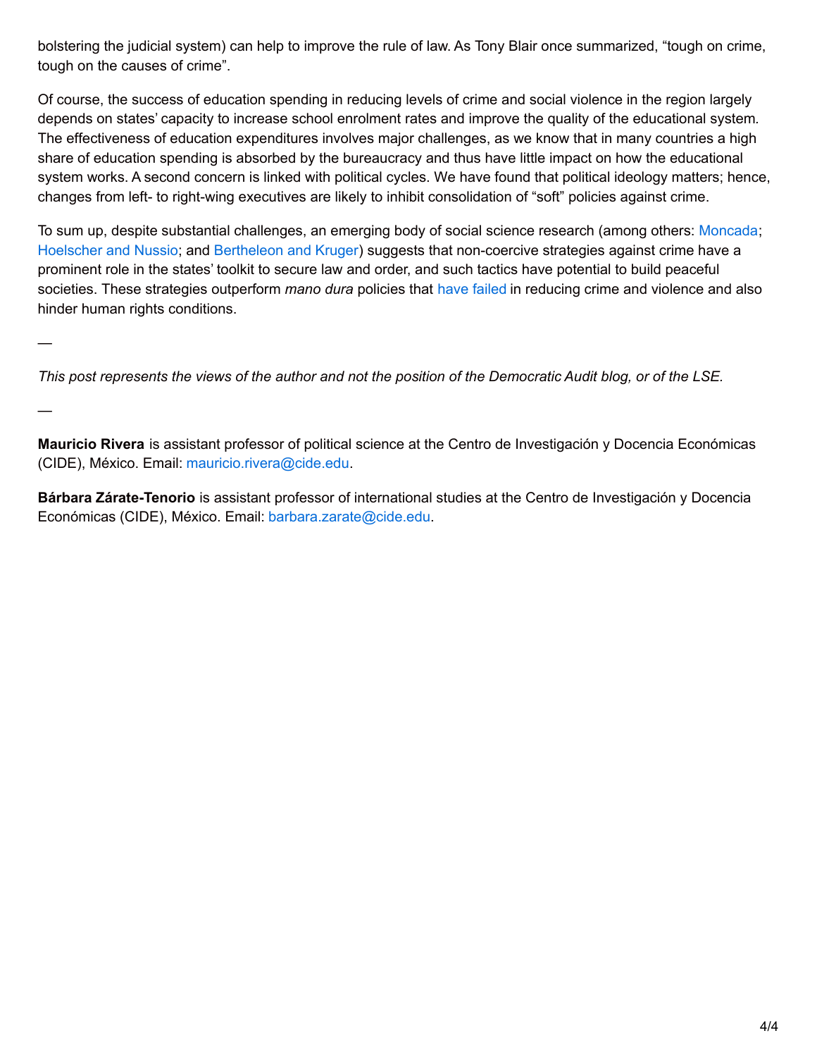bolstering the judicial system) can help to improve the rule of law. As Tony Blair once summarized, “tough on crime, tough on the causes of crime”.

Of course, the success of education spending in reducing levels of crime and social violence in the region largely depends on states’ capacity to increase school enrolment rates and improve the quality of the educational system. The effectiveness of education expenditures involves major challenges, as we know that in many countries a high share of education spending is absorbed by the bureaucracy and thus have little impact on how the educational system works. A second concern is linked with political cycles. We have found that political ideology matters; hence, changes from left- to right-wing executives are likely to inhibit consolidation of “soft” policies against crime.

To sum up, despite substantial challenges, an emerging body of social science research (among others: Moncada; Hoelscher and Nussio; and Bertheleon and Kruger) suggests that non-coercive strategies against crime have a prominent role in the states’ toolkit to secure law and order, and such tactics have potential to build peaceful societies. These strategies outperform *mano dura* policies that have failed in reducing crime and violence and also hinder human rights conditions.

—

*This post represents the views of the author and not the position of the Democratic Audit blog, or of the LSE.*

—

**Mauricio Rivera** is assistant professor of political science at the Centro de Investigación y Docencia Económicas (CIDE), México. Email: mauricio.rivera@cide.edu.

**Bárbara Zárate-Tenorio** is assistant professor of international studies at the Centro de Investigación y Docencia Económicas (CIDE), México. Email: barbara.zarate@cide.edu.